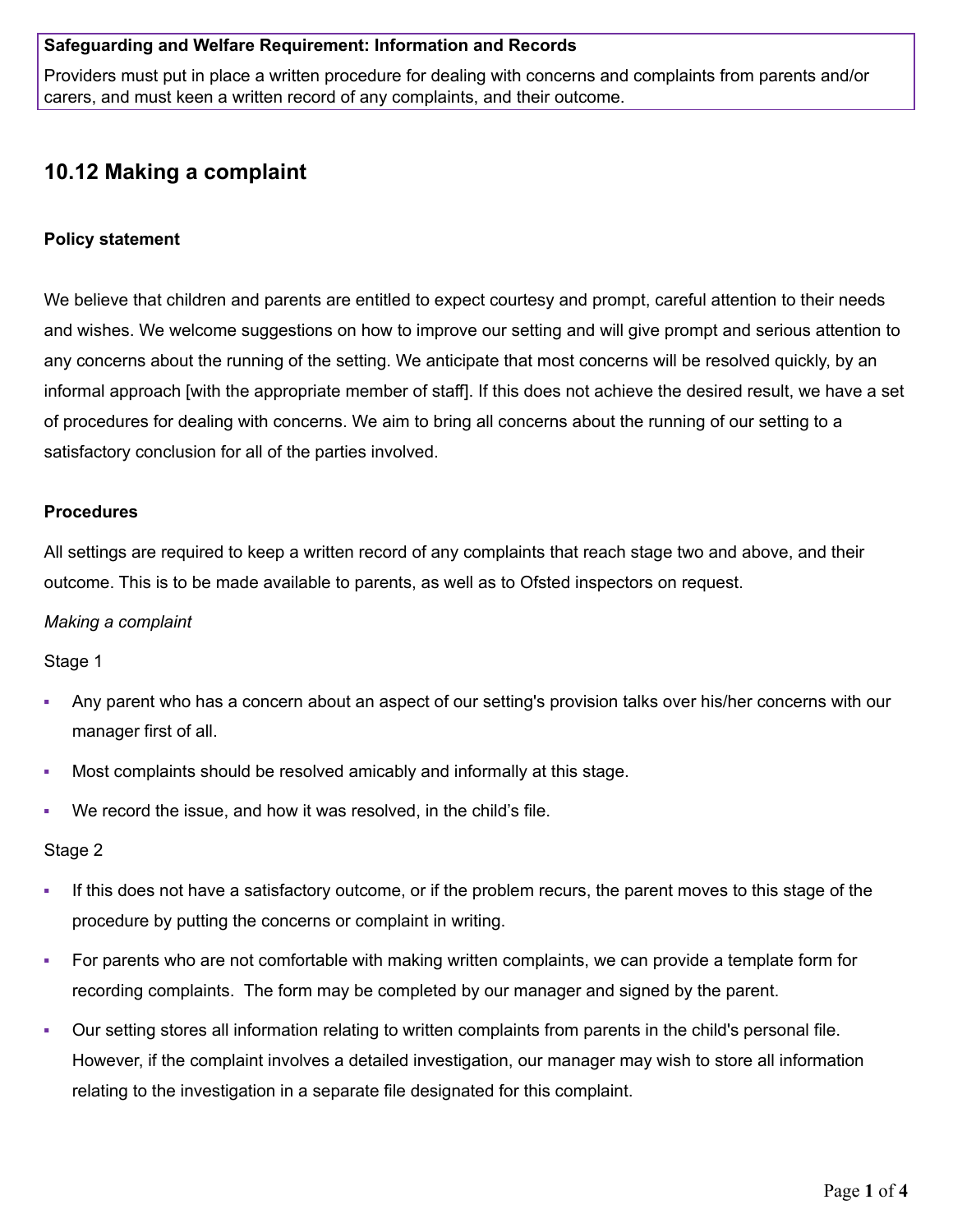**Safeguarding and Welfare Requirement: Information and Records**

Providers must put in place a written procedure for dealing with concerns and complaints from parents and/or carers, and must keen a written record of any complaints, and their outcome.

## 10.12 Making a complaint

**Policy statement**

We believe that children and parents are entitled to expect courtesy and prompt, careful attention to their needs and wishes. We welcome suggestions on how to improve our setting and will give prompt and serious attention to any concerns about the running of the setting. We anticipate that most concerns will be resolved quickly, by an informal approach [with the appropriate member of staff]. If this does not achieve the desired result, we have a set of procedures for dealing with concerns. We aim to bring all concerns about the running of our setting to a satisfactory conclusion for all of the parties involved.

**Procedures**

All settings are required to keep a written record of any complaints that reach stage two and above, and their outcome. This is to be made available to parents, as well as to Ofsted inspectors on request.

*Making a complaint*

Stage 1

- Any parent who has a concern about an aspect of our setting's provision talks over his/her concerns with our manager first of all.
- Most complaints should be resolved amicably and informally at this stage.
- We record the issue, and how it was resolved, in the child's file.

Stage 2

- If this does not have a satisfactory outcome, or if the problem recurs, the parent moves to this stage of the procedure by putting the concerns or complaint in writing.
- For parents who are not comfortable with making written complaints, we can provide a template form for recording complaints. The form may be completed by our manager and signed by the parent.
- Our setting stores all information relating to written complaints from parents in the child's personal file. However, if the complaint involves a detailed investigation, our manager may wish to store all information relating to the investigation in a separate file designated for this complaint.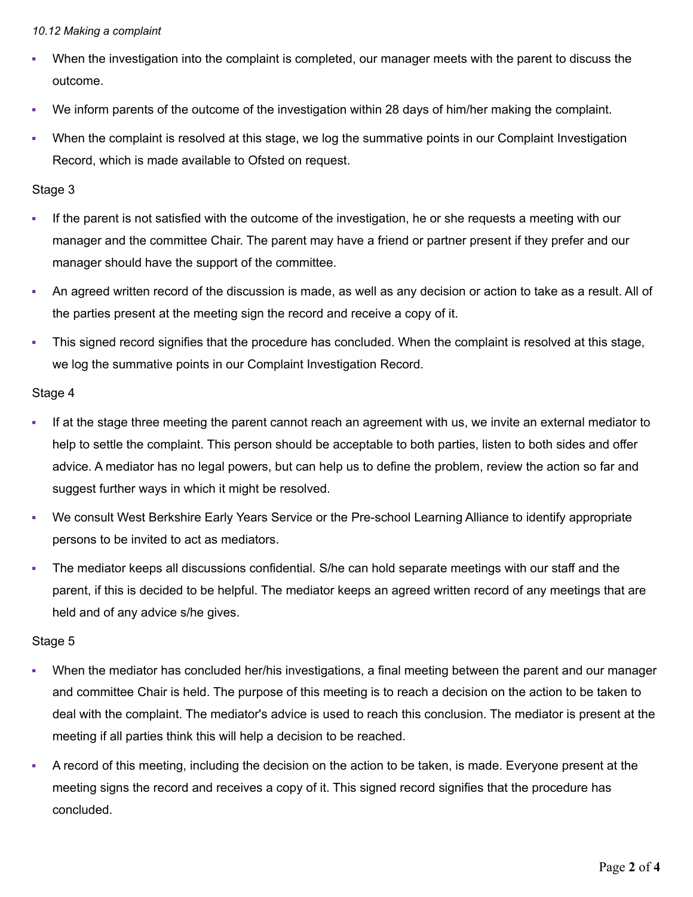*10.12 Making a complaint*

- When the investigation into the complaint is completed, our manager meets with the parent to discuss the outcome.
- We inform parents of the outcome of the investigation within 28 days of him/her making the complaint.
- When the complaint is resolved at this stage, we log the summative points in our Complaint Investigation Record, which is made available to Ofsted on request.

Stage 3

- If the parent is not satisfied with the outcome of the investigation, he or she requests a meeting with our manager and the committee Chair. The parent may have a friend or partner present if they prefer and our manager should have the support of the committee.
- An agreed written record of the discussion is made, as well as any decision or action to take as a result. All of the parties present at the meeting sign the record and receive a copy of it.
- This signed record signifies that the procedure has concluded. When the complaint is resolved at this stage, we log the summative points in our Complaint Investigation Record.

Stage 4

- If at the stage three meeting the parent cannot reach an agreement with us, we invite an external mediator to help to settle the complaint. This person should be acceptable to both parties, listen to both sides and offer advice. A mediator has no legal powers, but can help us to define the problem, review the action so far and suggest further ways in which it might be resolved.
- We consult West Berkshire Early Years Service or the Pre-school Learning Alliance to identify appropriate persons to be invited to act as mediators.
- The mediator keeps all discussions confidential. S/he can hold separate meetings with our staff and the parent, if this is decided to be helpful. The mediator keeps an agreed written record of any meetings that are held and of any advice s/he gives.

Stage 5

- When the mediator has concluded her/his investigations, a final meeting between the parent and our manager and committee Chair is held. The purpose of this meeting is to reach a decision on the action to be taken to deal with the complaint. The mediator's advice is used to reach this conclusion. The mediator is present at the meeting if all parties think this will help a decision to be reached.
- A record of this meeting, including the decision on the action to be taken, is made. Everyone present at the meeting signs the record and receives a copy of it. This signed record signifies that the procedure has concluded.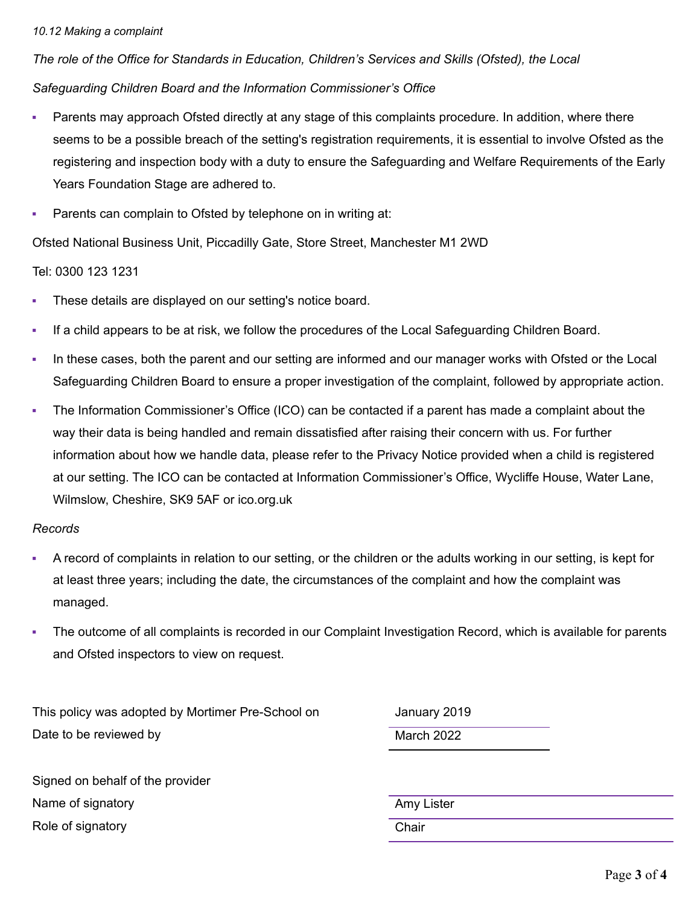*10.12 Making a complaint*

*The role of the Office for Standards in Education, Children's Services and Skills (Ofsted), the Local Safeguarding Children Board and the Information Commissioner's Office*

- Parents may approach Ofsted directly at any stage of this complaints procedure. In addition, where there seems to be a possible breach of the setting's registration requirements, it is essential to involve Ofsted as the registering and inspection body with a duty to ensure the Safeguarding and Welfare Requirements of the Early Years Foundation Stage are adhered to.
- Parents can complain to Ofsted by telephone on in writing at:

Ofsted National Business Unit, Piccadilly Gate, Store Street, Manchester M1 2WD

Tel: 0300 123 1231

- These details are displayed on our setting's notice board.
- If a child appears to be at risk, we follow the procedures of the Local Safeguarding Children Board.
- In these cases, both the parent and our setting are informed and our manager works with Ofsted or the Local Safeguarding Children Board to ensure a proper investigation of the complaint, followed by appropriate action.
- The Information Commissioner's Office (ICO) can be contacted if a parent has made a complaint about the way their data is being handled and remain dissatisfied after raising their concern with us. For further information about how we handle data, please refer to the Privacy Notice provided when a child is registered at our setting. The ICO can be contacted at Information Commissioner's Office, Wycliffe House, Water Lane, Wilmslow, Cheshire, SK9 5AF or ico.org.uk

*Records*

- A record of complaints in relation to our setting, or the children or the adults working in our setting, is kept for at least three years; including the date, the circumstances of the complaint and how the complaint was managed.
- The outcome of all complaints is recorded in our Complaint Investigation Record, which is available for parents and Ofsted inspectors to view on request.

| | |
|---|---|
| This policy was adopted by Mortimer Pre-School on | January 2019 |
| Date to be reviewed by | March 2022 |
| | |
| Signed on behalf of the provider | |
| Name of signatory | Amy Lister |
| Role of signatory | Chair |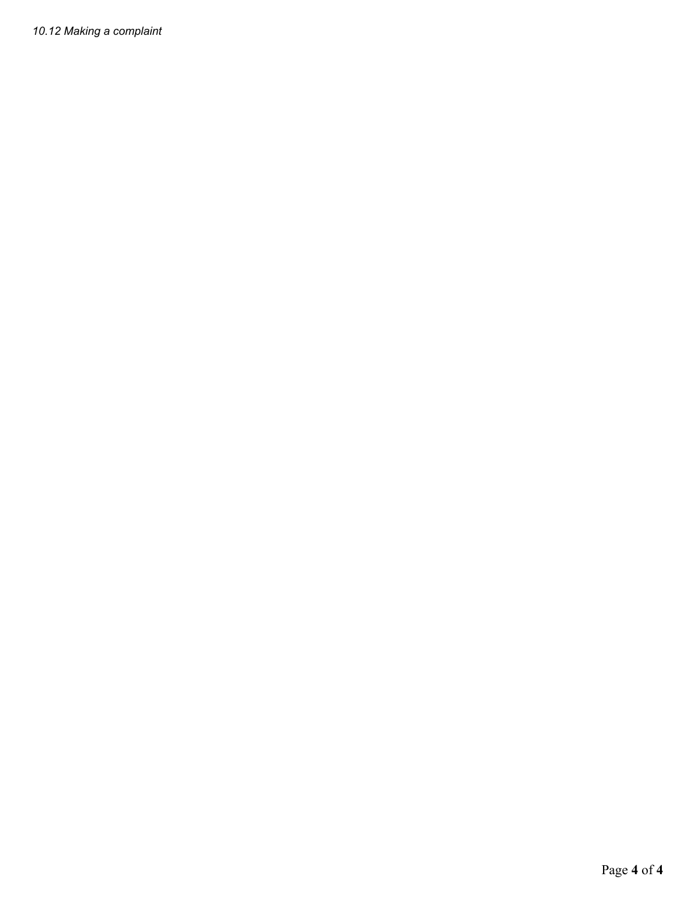*10.12 Making a complaint*